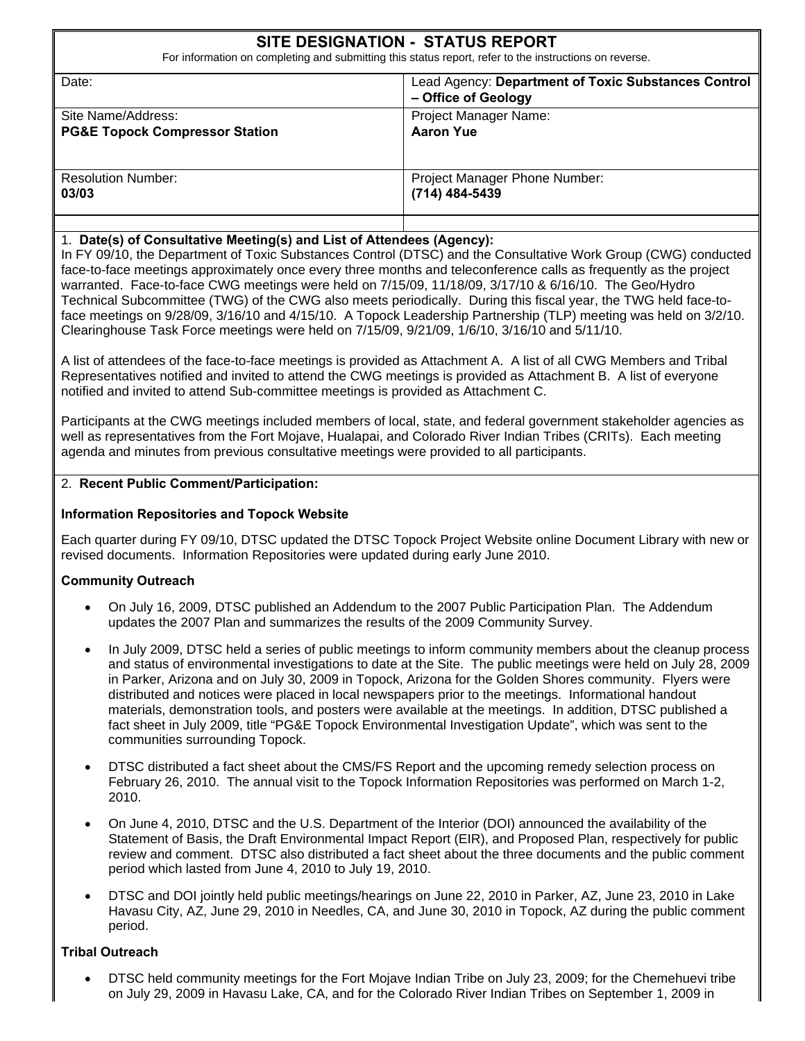# SITE DESIGNATION - STATUS REPORT

For information on completing and submitting this status report, refer to the instructions on reverse.

| Date: | Lead Agency: **Department of Toxic Substances Control – Office of Geology** |
|---|---|
| Site Name/Address: **PG&E Topock Compressor Station** | Project Manager Name: **Aaron Yue** |
| Resolution Number: **03/03** | Project Manager Phone Number: **(714) 484-5439** |
| | |

1. **Date(s) of Consultative Meeting(s) and List of Attendees (Agency):**

In FY 09/10, the Department of Toxic Substances Control (DTSC) and the Consultative Work Group (CWG) conducted face-to-face meetings approximately once every three months and teleconference calls as frequently as the project warranted. Face-to-face CWG meetings were held on 7/15/09, 11/18/09, 3/17/10 & 6/16/10. The Geo/Hydro Technical Subcommittee (TWG) of the CWG also meets periodically. During this fiscal year, the TWG held face-to-face meetings on 9/28/09, 3/16/10 and 4/15/10. A Topock Leadership Partnership (TLP) meeting was held on 3/2/10. Clearinghouse Task Force meetings were held on 7/15/09, 9/21/09, 1/6/10, 3/16/10 and 5/11/10.

A list of attendees of the face-to-face meetings is provided as Attachment A. A list of all CWG Members and Tribal Representatives notified and invited to attend the CWG meetings is provided as Attachment B. A list of everyone notified and invited to attend Sub-committee meetings is provided as Attachment C.

Participants at the CWG meetings included members of local, state, and federal government stakeholder agencies as well as representatives from the Fort Mojave, Hualapai, and Colorado River Indian Tribes (CRITs). Each meeting agenda and minutes from previous consultative meetings were provided to all participants.

2. **Recent Public Comment/Participation:**

**Information Repositories and Topock Website**

Each quarter during FY 09/10, DTSC updated the DTSC Topock Project Website online Document Library with new or revised documents. Information Repositories were updated during early June 2010.

**Community Outreach**

- On July 16, 2009, DTSC published an Addendum to the 2007 Public Participation Plan. The Addendum updates the 2007 Plan and summarizes the results of the 2009 Community Survey.
- In July 2009, DTSC held a series of public meetings to inform community members about the cleanup process and status of environmental investigations to date at the Site. The public meetings were held on July 28, 2009 in Parker, Arizona and on July 30, 2009 in Topock, Arizona for the Golden Shores community. Flyers were distributed and notices were placed in local newspapers prior to the meetings. Informational handout materials, demonstration tools, and posters were available at the meetings. In addition, DTSC published a fact sheet in July 2009, title "PG&E Topock Environmental Investigation Update", which was sent to the communities surrounding Topock.
- DTSC distributed a fact sheet about the CMS/FS Report and the upcoming remedy selection process on February 26, 2010. The annual visit to the Topock Information Repositories was performed on March 1-2, 2010.
- On June 4, 2010, DTSC and the U.S. Department of the Interior (DOI) announced the availability of the Statement of Basis, the Draft Environmental Impact Report (EIR), and Proposed Plan, respectively for public review and comment. DTSC also distributed a fact sheet about the three documents and the public comment period which lasted from June 4, 2010 to July 19, 2010.
- DTSC and DOI jointly held public meetings/hearings on June 22, 2010 in Parker, AZ, June 23, 2010 in Lake Havasu City, AZ, June 29, 2010 in Needles, CA, and June 30, 2010 in Topock, AZ during the public comment period.

**Tribal Outreach**

- DTSC held community meetings for the Fort Mojave Indian Tribe on July 23, 2009; for the Chemehuevi tribe on July 29, 2009 in Havasu Lake, CA, and for the Colorado River Indian Tribes on September 1, 2009 in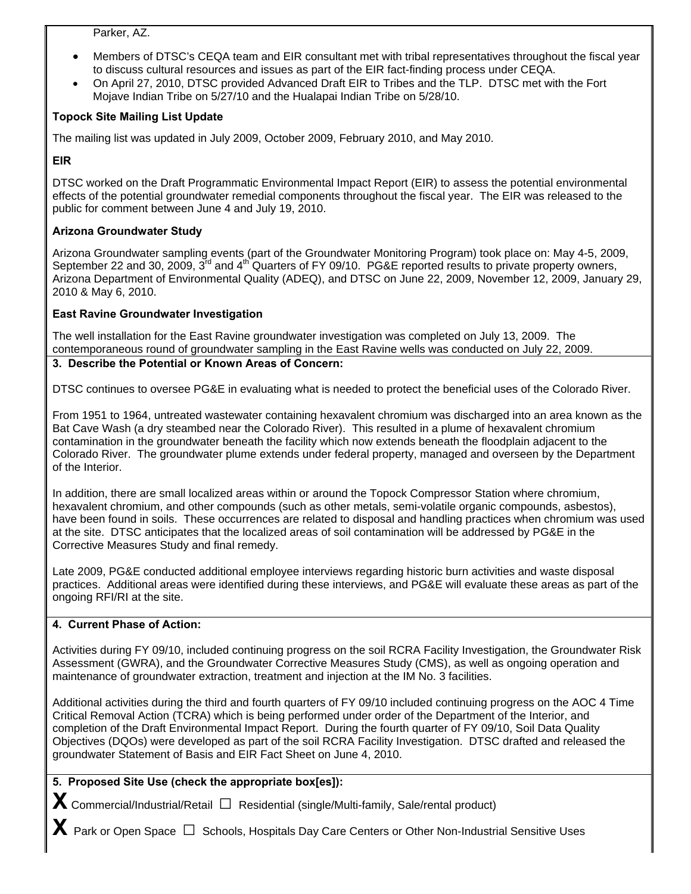Parker, AZ.

- Members of DTSC's CEQA team and EIR consultant met with tribal representatives throughout the fiscal year to discuss cultural resources and issues as part of the EIR fact-finding process under CEQA.
- On April 27, 2010, DTSC provided Advanced Draft EIR to Tribes and the TLP. DTSC met with the Fort Mojave Indian Tribe on 5/27/10 and the Hualapai Indian Tribe on 5/28/10.

**Topock Site Mailing List Update**

The mailing list was updated in July 2009, October 2009, February 2010, and May 2010.

**EIR**

DTSC worked on the Draft Programmatic Environmental Impact Report (EIR) to assess the potential environmental effects of the potential groundwater remedial components throughout the fiscal year. The EIR was released to the public for comment between June 4 and July 19, 2010.

**Arizona Groundwater Study**

Arizona Groundwater sampling events (part of the Groundwater Monitoring Program) took place on: May 4-5, 2009, September 22 and 30, 2009, 3rd and 4th Quarters of FY 09/10. PG&E reported results to private property owners, Arizona Department of Environmental Quality (ADEQ), and DTSC on June 22, 2009, November 12, 2009, January 29, 2010 & May 6, 2010.

**East Ravine Groundwater Investigation**

The well installation for the East Ravine groundwater investigation was completed on July 13, 2009. The contemporaneous round of groundwater sampling in the East Ravine wells was conducted on July 22, 2009.

**3. Describe the Potential or Known Areas of Concern:**

DTSC continues to oversee PG&E in evaluating what is needed to protect the beneficial uses of the Colorado River.

From 1951 to 1964, untreated wastewater containing hexavalent chromium was discharged into an area known as the Bat Cave Wash (a dry steambed near the Colorado River). This resulted in a plume of hexavalent chromium contamination in the groundwater beneath the facility which now extends beneath the floodplain adjacent to the Colorado River. The groundwater plume extends under federal property, managed and overseen by the Department of the Interior.

In addition, there are small localized areas within or around the Topock Compressor Station where chromium, hexavalent chromium, and other compounds (such as other metals, semi-volatile organic compounds, asbestos), have been found in soils. These occurrences are related to disposal and handling practices when chromium was used at the site. DTSC anticipates that the localized areas of soil contamination will be addressed by PG&E in the Corrective Measures Study and final remedy.

Late 2009, PG&E conducted additional employee interviews regarding historic burn activities and waste disposal practices. Additional areas were identified during these interviews, and PG&E will evaluate these areas as part of the ongoing RFI/RI at the site.

**4. Current Phase of Action:**

Activities during FY 09/10, included continuing progress on the soil RCRA Facility Investigation, the Groundwater Risk Assessment (GWRA), and the Groundwater Corrective Measures Study (CMS), as well as ongoing operation and maintenance of groundwater extraction, treatment and injection at the IM No. 3 facilities.

Additional activities during the third and fourth quarters of FY 09/10 included continuing progress on the AOC 4 Time Critical Removal Action (TCRA) which is being performed under order of the Department of the Interior, and completion of the Draft Environmental Impact Report. During the fourth quarter of FY 09/10, Soil Data Quality Objectives (DQOs) were developed as part of the soil RCRA Facility Investigation. DTSC drafted and released the groundwater Statement of Basis and EIR Fact Sheet on June 4, 2010.

**5. Proposed Site Use (check the appropriate box[es]):**

**X** Commercial/Industrial/Retail ☐ Residential (single/Multi-family, Sale/rental product)

**X** Park or Open Space ☐ Schools, Hospitals Day Care Centers or Other Non-Industrial Sensitive Uses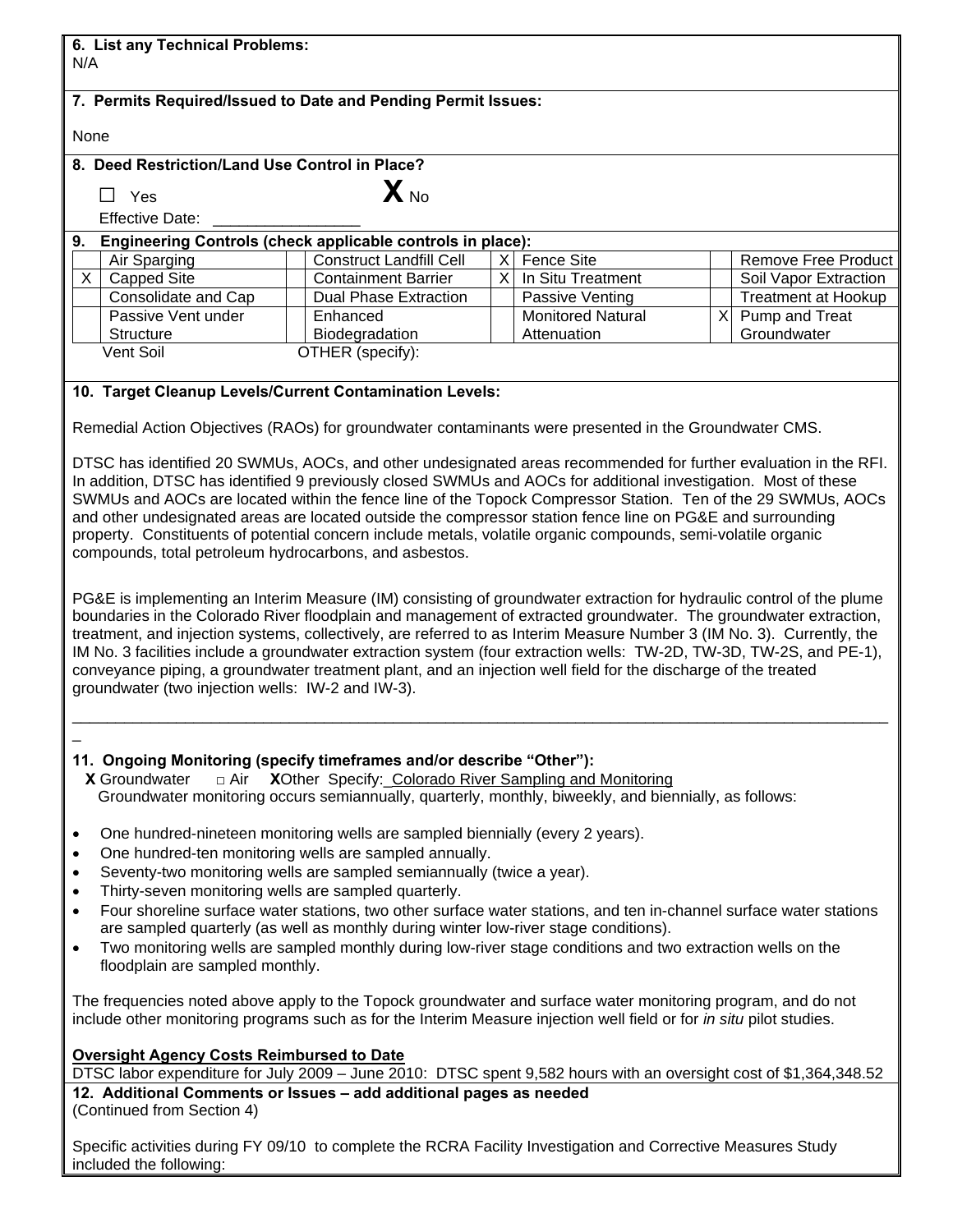**6. List any Technical Problems:**
N/A

**7. Permits Required/Issued to Date and Pending Permit Issues:**

None

**8. Deed Restriction/Land Use Control in Place?**

☐ Yes **X** No

Effective Date: ________________

**9. Engineering Controls (check applicable controls in place):**

| | | | | | | | |
|---|---|---|---|---|---|---|---|
| | Air Sparging | | Construct Landfill Cell | X | Fence Site | | Remove Free Product |
| X | Capped Site | | Containment Barrier | X | In Situ Treatment | | Soil Vapor Extraction |
| | Consolidate and Cap | | Dual Phase Extraction | | Passive Venting | | Treatment at Hookup |
| | Passive Vent under Structure | | Enhanced Biodegradation | | Monitored Natural Attenuation | X | Pump and Treat Groundwater |
| | Vent Soil | | OTHER (specify): | | | | |

**10. Target Cleanup Levels/Current Contamination Levels:**

Remedial Action Objectives (RAOs) for groundwater contaminants were presented in the Groundwater CMS.

DTSC has identified 20 SWMUs, AOCs, and other undesignated areas recommended for further evaluation in the RFI. In addition, DTSC has identified 9 previously closed SWMUs and AOCs for additional investigation. Most of these SWMUs and AOCs are located within the fence line of the Topock Compressor Station. Ten of the 29 SWMUs, AOCs and other undesignated areas are located outside the compressor station fence line on PG&E and surrounding property. Constituents of potential concern include metals, volatile organic compounds, semi-volatile organic compounds, total petroleum hydrocarbons, and asbestos.

PG&E is implementing an Interim Measure (IM) consisting of groundwater extraction for hydraulic control of the plume boundaries in the Colorado River floodplain and management of extracted groundwater. The groundwater extraction, treatment, and injection systems, collectively, are referred to as Interim Measure Number 3 (IM No. 3). Currently, the IM No. 3 facilities include a groundwater extraction system (four extraction wells: TW-2D, TW-3D, TW-2S, and PE-1), conveyance piping, a groundwater treatment plant, and an injection well field for the discharge of the treated groundwater (two injection wells: IW-2 and IW-3).

---

**11. Ongoing Monitoring (specify timeframes and/or describe "Other"):**

**X** Groundwater □ Air **X**Other Specify: Colorado River Sampling and Monitoring

Groundwater monitoring occurs semiannually, quarterly, monthly, biweekly, and biennially, as follows:

- One hundred-nineteen monitoring wells are sampled biennially (every 2 years).
- One hundred-ten monitoring wells are sampled annually.
- Seventy-two monitoring wells are sampled semiannually (twice a year).
- Thirty-seven monitoring wells are sampled quarterly.
- Four shoreline surface water stations, two other surface water stations, and ten in-channel surface water stations are sampled quarterly (as well as monthly during winter low-river stage conditions).
- Two monitoring wells are sampled monthly during low-river stage conditions and two extraction wells on the floodplain are sampled monthly.

The frequencies noted above apply to the Topock groundwater and surface water monitoring program, and do not include other monitoring programs such as for the Interim Measure injection well field or for *in situ* pilot studies.

**Oversight Agency Costs Reimbursed to Date**

DTSC labor expenditure for July 2009 – June 2010: DTSC spent 9,582 hours with an oversight cost of $1,364,348.52

**12. Additional Comments or Issues – add additional pages as needed**
(Continued from Section 4)

Specific activities during FY 09/10 to complete the RCRA Facility Investigation and Corrective Measures Study included the following: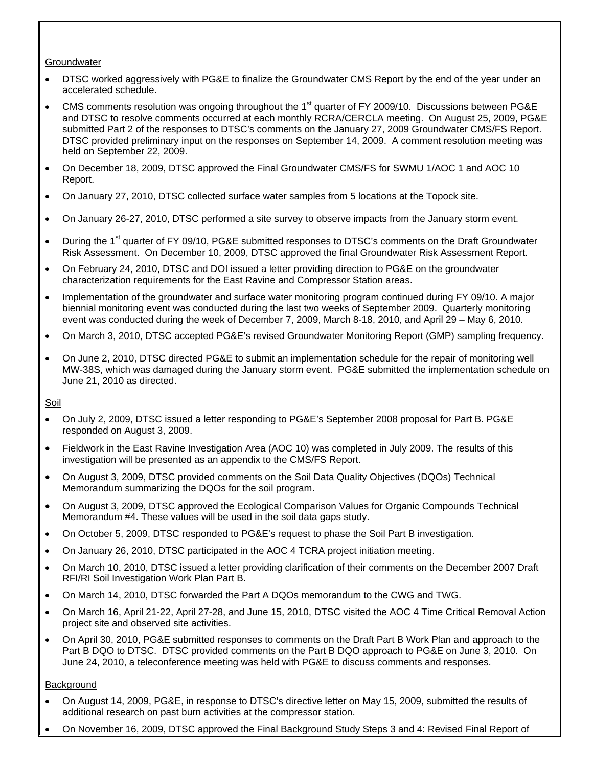Groundwater

- DTSC worked aggressively with PG&E to finalize the Groundwater CMS Report by the end of the year under an accelerated schedule.
- CMS comments resolution was ongoing throughout the 1st quarter of FY 2009/10. Discussions between PG&E and DTSC to resolve comments occurred at each monthly RCRA/CERCLA meeting. On August 25, 2009, PG&E submitted Part 2 of the responses to DTSC's comments on the January 27, 2009 Groundwater CMS/FS Report. DTSC provided preliminary input on the responses on September 14, 2009. A comment resolution meeting was held on September 22, 2009.
- On December 18, 2009, DTSC approved the Final Groundwater CMS/FS for SWMU 1/AOC 1 and AOC 10 Report.
- On January 27, 2010, DTSC collected surface water samples from 5 locations at the Topock site.
- On January 26-27, 2010, DTSC performed a site survey to observe impacts from the January storm event.
- During the 1st quarter of FY 09/10, PG&E submitted responses to DTSC's comments on the Draft Groundwater Risk Assessment. On December 10, 2009, DTSC approved the final Groundwater Risk Assessment Report.
- On February 24, 2010, DTSC and DOI issued a letter providing direction to PG&E on the groundwater characterization requirements for the East Ravine and Compressor Station areas.
- Implementation of the groundwater and surface water monitoring program continued during FY 09/10. A major biennial monitoring event was conducted during the last two weeks of September 2009. Quarterly monitoring event was conducted during the week of December 7, 2009, March 8-18, 2010, and April 29 – May 6, 2010.
- On March 3, 2010, DTSC accepted PG&E's revised Groundwater Monitoring Report (GMP) sampling frequency.
- On June 2, 2010, DTSC directed PG&E to submit an implementation schedule for the repair of monitoring well MW-38S, which was damaged during the January storm event. PG&E submitted the implementation schedule on June 21, 2010 as directed.

Soil

- On July 2, 2009, DTSC issued a letter responding to PG&E's September 2008 proposal for Part B. PG&E responded on August 3, 2009.
- Fieldwork in the East Ravine Investigation Area (AOC 10) was completed in July 2009. The results of this investigation will be presented as an appendix to the CMS/FS Report.
- On August 3, 2009, DTSC provided comments on the Soil Data Quality Objectives (DQOs) Technical Memorandum summarizing the DQOs for the soil program.
- On August 3, 2009, DTSC approved the Ecological Comparison Values for Organic Compounds Technical Memorandum #4. These values will be used in the soil data gaps study.
- On October 5, 2009, DTSC responded to PG&E's request to phase the Soil Part B investigation.
- On January 26, 2010, DTSC participated in the AOC 4 TCRA project initiation meeting.
- On March 10, 2010, DTSC issued a letter providing clarification of their comments on the December 2007 Draft RFI/RI Soil Investigation Work Plan Part B.
- On March 14, 2010, DTSC forwarded the Part A DQOs memorandum to the CWG and TWG.
- On March 16, April 21-22, April 27-28, and June 15, 2010, DTSC visited the AOC 4 Time Critical Removal Action project site and observed site activities.
- On April 30, 2010, PG&E submitted responses to comments on the Draft Part B Work Plan and approach to the Part B DQO to DTSC. DTSC provided comments on the Part B DQO approach to PG&E on June 3, 2010. On June 24, 2010, a teleconference meeting was held with PG&E to discuss comments and responses.

Background

- On August 14, 2009, PG&E, in response to DTSC's directive letter on May 15, 2009, submitted the results of additional research on past burn activities at the compressor station.
- On November 16, 2009, DTSC approved the Final Background Study Steps 3 and 4: Revised Final Report of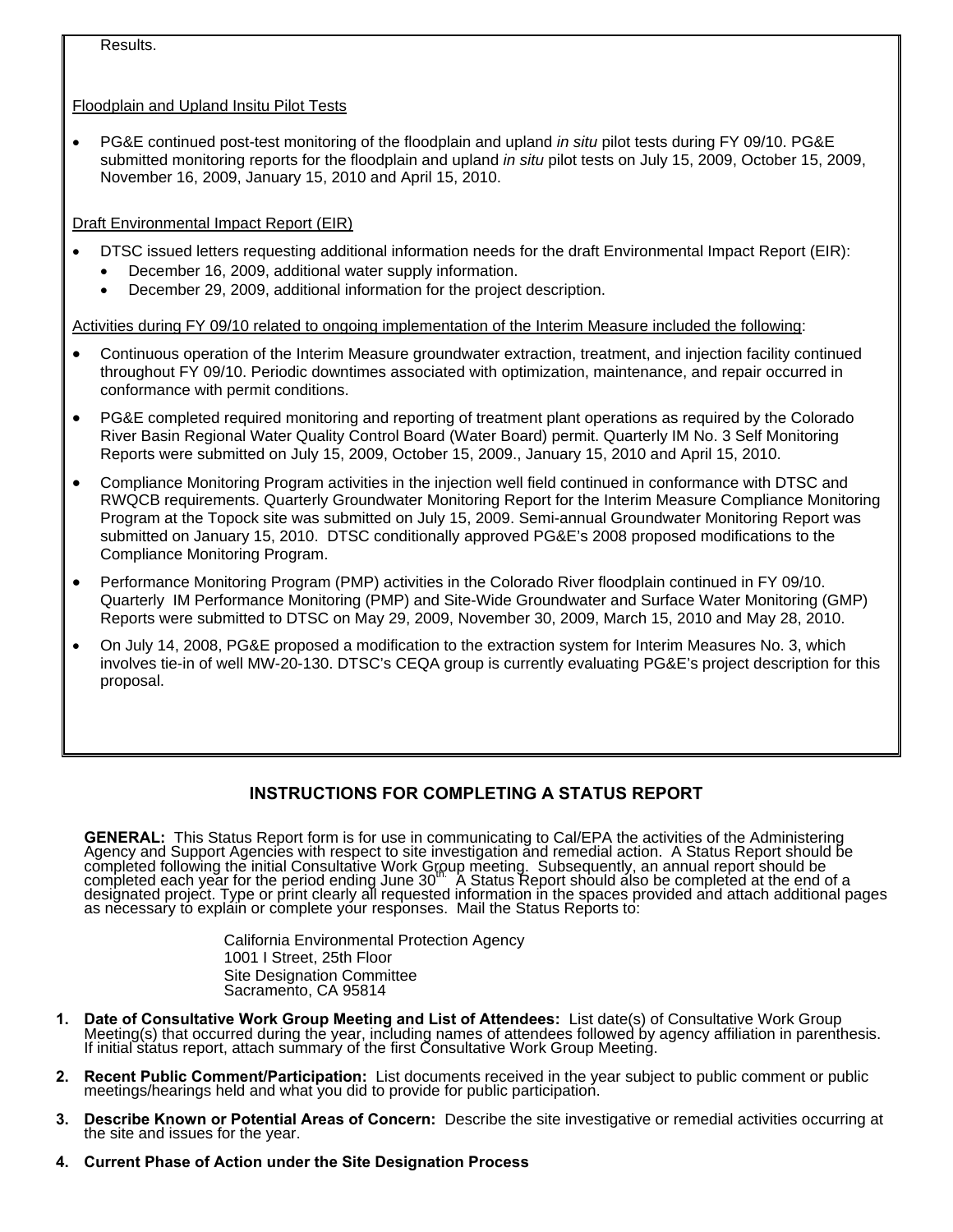Results.

Floodplain and Upland Insitu Pilot Tests

- PG&E continued post-test monitoring of the floodplain and upland *in situ* pilot tests during FY 09/10. PG&E submitted monitoring reports for the floodplain and upland *in situ* pilot tests on July 15, 2009, October 15, 2009, November 16, 2009, January 15, 2010 and April 15, 2010.

Draft Environmental Impact Report (EIR)

- DTSC issued letters requesting additional information needs for the draft Environmental Impact Report (EIR):
  - December 16, 2009, additional water supply information.
  - December 29, 2009, additional information for the project description.

Activities during FY 09/10 related to ongoing implementation of the Interim Measure included the following:

- Continuous operation of the Interim Measure groundwater extraction, treatment, and injection facility continued throughout FY 09/10. Periodic downtimes associated with optimization, maintenance, and repair occurred in conformance with permit conditions.
- PG&E completed required monitoring and reporting of treatment plant operations as required by the Colorado River Basin Regional Water Quality Control Board (Water Board) permit. Quarterly IM No. 3 Self Monitoring Reports were submitted on July 15, 2009, October 15, 2009., January 15, 2010 and April 15, 2010.
- Compliance Monitoring Program activities in the injection well field continued in conformance with DTSC and RWQCB requirements. Quarterly Groundwater Monitoring Report for the Interim Measure Compliance Monitoring Program at the Topock site was submitted on July 15, 2009. Semi-annual Groundwater Monitoring Report was submitted on January 15, 2010. DTSC conditionally approved PG&E's 2008 proposed modifications to the Compliance Monitoring Program.
- Performance Monitoring Program (PMP) activities in the Colorado River floodplain continued in FY 09/10. Quarterly IM Performance Monitoring (PMP) and Site-Wide Groundwater and Surface Water Monitoring (GMP) Reports were submitted to DTSC on May 29, 2009, November 30, 2009, March 15, 2010 and May 28, 2010.
- On July 14, 2008, PG&E proposed a modification to the extraction system for Interim Measures No. 3, which involves tie-in of well MW-20-130. DTSC's CEQA group is currently evaluating PG&E's project description for this proposal.

## INSTRUCTIONS FOR COMPLETING A STATUS REPORT

**GENERAL:** This Status Report form is for use in communicating to Cal/EPA the activities of the Administering Agency and Support Agencies with respect to site investigation and remedial action. A Status Report should be completed following the initial Consultative Work Group meeting. Subsequently, an annual report should be completed each year for the period ending June 30th. A Status Report should also be completed at the end of a designated project. Type or print clearly all requested information in the spaces provided and attach additional pages as necessary to explain or complete your responses. Mail the Status Reports to:

California Environmental Protection Agency
1001 I Street, 25th Floor
Site Designation Committee
Sacramento, CA 95814

1. **Date of Consultative Work Group Meeting and List of Attendees:** List date(s) of Consultative Work Group Meeting(s) that occurred during the year, including names of attendees followed by agency affiliation in parenthesis. If initial status report, attach summary of the first Consultative Work Group Meeting.
2. **Recent Public Comment/Participation:** List documents received in the year subject to public comment or public meetings/hearings held and what you did to provide for public participation.
3. **Describe Known or Potential Areas of Concern:** Describe the site investigative or remedial activities occurring at the site and issues for the year.
4. **Current Phase of Action under the Site Designation Process**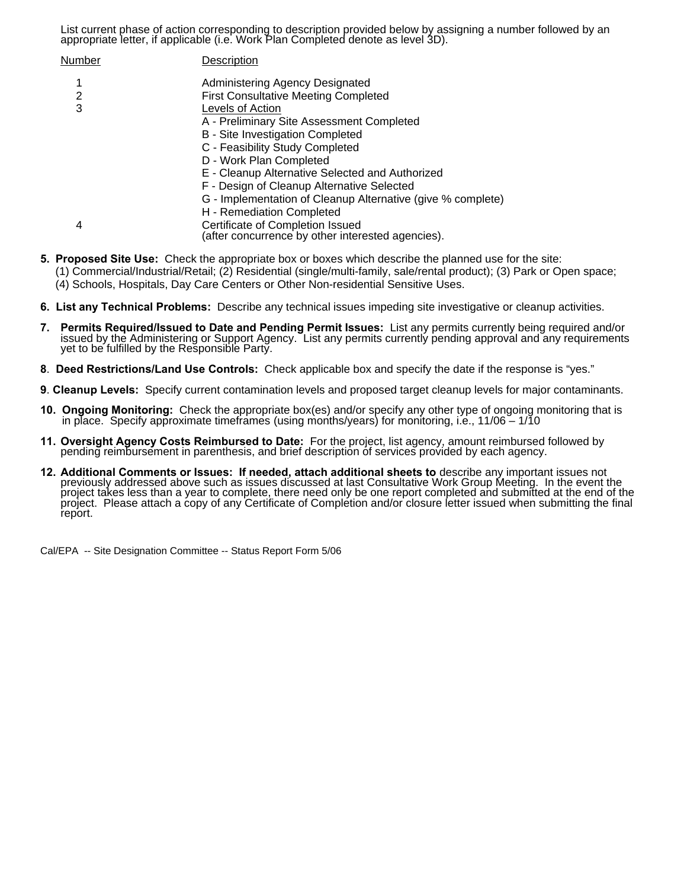List current phase of action corresponding to description provided below by assigning a number followed by an appropriate letter, if applicable (i.e. Work Plan Completed denote as level 3D).

| Number | Description |
|---|---|
| 1 | Administering Agency Designated |
| 2 | First Consultative Meeting Completed |
| 3 | Levels of Action |
| | A - Preliminary Site Assessment Completed |
| | B - Site Investigation Completed |
| | C - Feasibility Study Completed |
| | D - Work Plan Completed |
| | E - Cleanup Alternative Selected and Authorized |
| | F - Design of Cleanup Alternative Selected |
| | G - Implementation of Cleanup Alternative (give % complete) |
| | H - Remediation Completed |
| 4 | Certificate of Completion Issued (after concurrence by other interested agencies). |

**5. Proposed Site Use:** Check the appropriate box or boxes which describe the planned use for the site: (1) Commercial/Industrial/Retail; (2) Residential (single/multi-family, sale/rental product); (3) Park or Open space; (4) Schools, Hospitals, Day Care Centers or Other Non-residential Sensitive Uses.

**6. List any Technical Problems:** Describe any technical issues impeding site investigative or cleanup activities.

**7. Permits Required/Issued to Date and Pending Permit Issues:** List any permits currently being required and/or issued by the Administering or Support Agency. List any permits currently pending approval and any requirements yet to be fulfilled by the Responsible Party.

**8. Deed Restrictions/Land Use Controls:** Check applicable box and specify the date if the response is "yes."

**9. Cleanup Levels:** Specify current contamination levels and proposed target cleanup levels for major contaminants.

**10. Ongoing Monitoring:** Check the appropriate box(es) and/or specify any other type of ongoing monitoring that is in place. Specify approximate timeframes (using months/years) for monitoring, i.e., 11/06 – 1/10

**11. Oversight Agency Costs Reimbursed to Date:** For the project, list agency, amount reimbursed followed by pending reimbursement in parenthesis, and brief description of services provided by each agency.

**12. Additional Comments or Issues: If needed, attach additional sheets to** describe any important issues not previously addressed above such as issues discussed at last Consultative Work Group Meeting. In the event the project takes less than a year to complete, there need only be one report completed and submitted at the end of the project. Please attach a copy of any Certificate of Completion and/or closure letter issued when submitting the final report.

Cal/EPA -- Site Designation Committee -- Status Report Form 5/06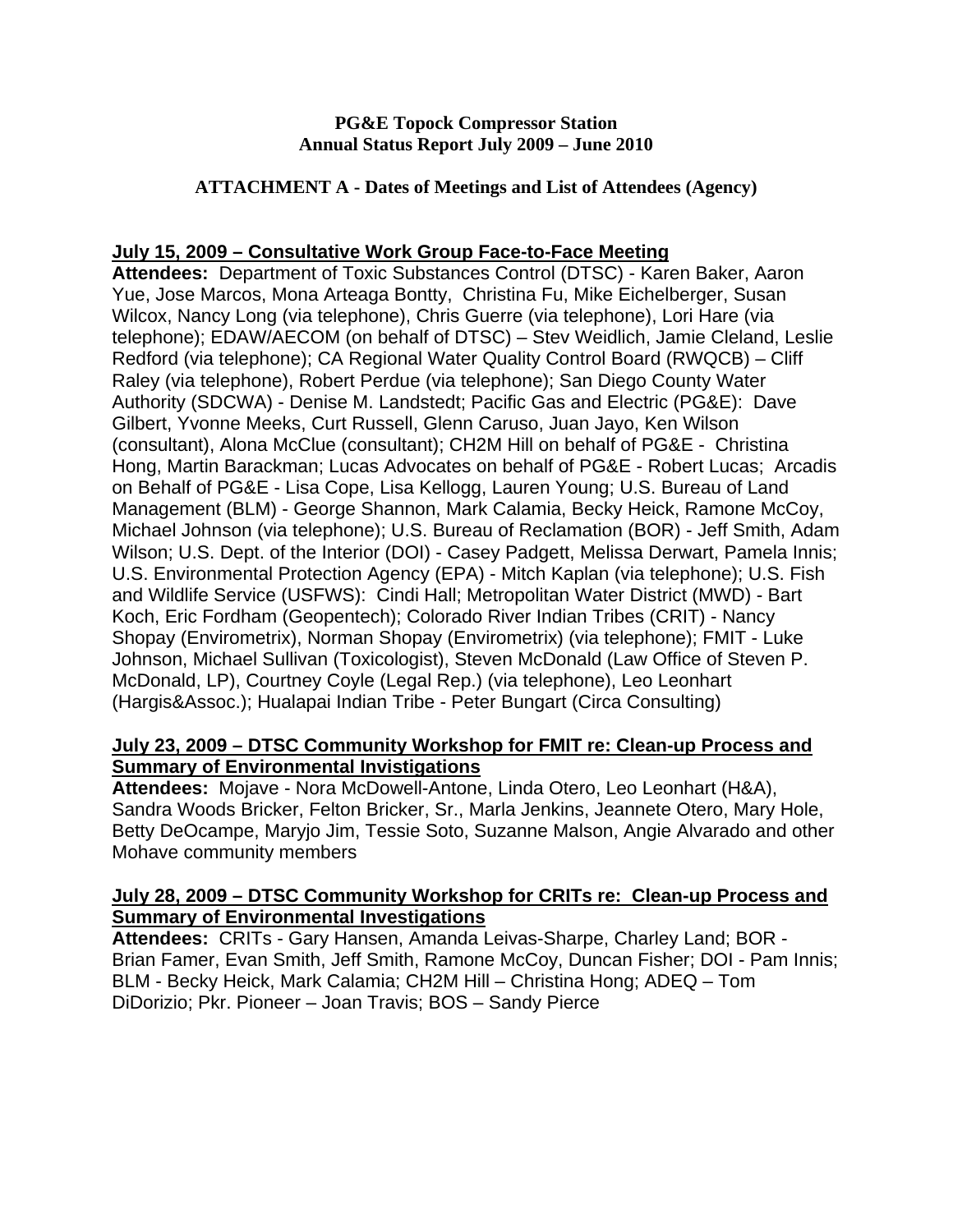**PG&E Topock Compressor Station**
**Annual Status Report July 2009 – June 2010**

**ATTACHMENT A - Dates of Meetings and List of Attendees (Agency)**

**July 15, 2009 – Consultative Work Group Face-to-Face Meeting**

**Attendees:** Department of Toxic Substances Control (DTSC) - Karen Baker, Aaron Yue, Jose Marcos, Mona Arteaga Bontty, Christina Fu, Mike Eichelberger, Susan Wilcox, Nancy Long (via telephone), Chris Guerre (via telephone), Lori Hare (via telephone); EDAW/AECOM (on behalf of DTSC) – Stev Weidlich, Jamie Cleland, Leslie Redford (via telephone); CA Regional Water Quality Control Board (RWQCB) – Cliff Raley (via telephone), Robert Perdue (via telephone); San Diego County Water Authority (SDCWA) - Denise M. Landstedt; Pacific Gas and Electric (PG&E): Dave Gilbert, Yvonne Meeks, Curt Russell, Glenn Caruso, Juan Jayo, Ken Wilson (consultant), Alona McClue (consultant); CH2M Hill on behalf of PG&E - Christina Hong, Martin Barackman; Lucas Advocates on behalf of PG&E - Robert Lucas; Arcadis on Behalf of PG&E - Lisa Cope, Lisa Kellogg, Lauren Young; U.S. Bureau of Land Management (BLM) - George Shannon, Mark Calamia, Becky Heick, Ramone McCoy, Michael Johnson (via telephone); U.S. Bureau of Reclamation (BOR) - Jeff Smith, Adam Wilson; U.S. Dept. of the Interior (DOI) - Casey Padgett, Melissa Derwart, Pamela Innis; U.S. Environmental Protection Agency (EPA) - Mitch Kaplan (via telephone); U.S. Fish and Wildlife Service (USFWS): Cindi Hall; Metropolitan Water District (MWD) - Bart Koch, Eric Fordham (Geopentech); Colorado River Indian Tribes (CRIT) - Nancy Shopay (Envirometrix), Norman Shopay (Envirometrix) (via telephone); FMIT - Luke Johnson, Michael Sullivan (Toxicologist), Steven McDonald (Law Office of Steven P. McDonald, LP), Courtney Coyle (Legal Rep.) (via telephone), Leo Leonhart (Hargis&Assoc.); Hualapai Indian Tribe - Peter Bungart (Circa Consulting)

**July 23, 2009 – DTSC Community Workshop for FMIT re: Clean-up Process and Summary of Environmental Invistigations**

**Attendees:** Mojave - Nora McDowell-Antone, Linda Otero, Leo Leonhart (H&A), Sandra Woods Bricker, Felton Bricker, Sr., Marla Jenkins, Jeannete Otero, Mary Hole, Betty DeOcampe, Maryjo Jim, Tessie Soto, Suzanne Malson, Angie Alvarado and other Mohave community members

**July 28, 2009 – DTSC Community Workshop for CRITs re: Clean-up Process and Summary of Environmental Invistigations**

**Attendees:** CRITs - Gary Hansen, Amanda Leivas-Sharpe, Charley Land; BOR - Brian Famer, Evan Smith, Jeff Smith, Ramone McCoy, Duncan Fisher; DOI - Pam Innis; BLM - Becky Heick, Mark Calamia; CH2M Hill – Christina Hong; ADEQ – Tom DiDorizio; Pkr. Pioneer – Joan Travis; BOS – Sandy Pierce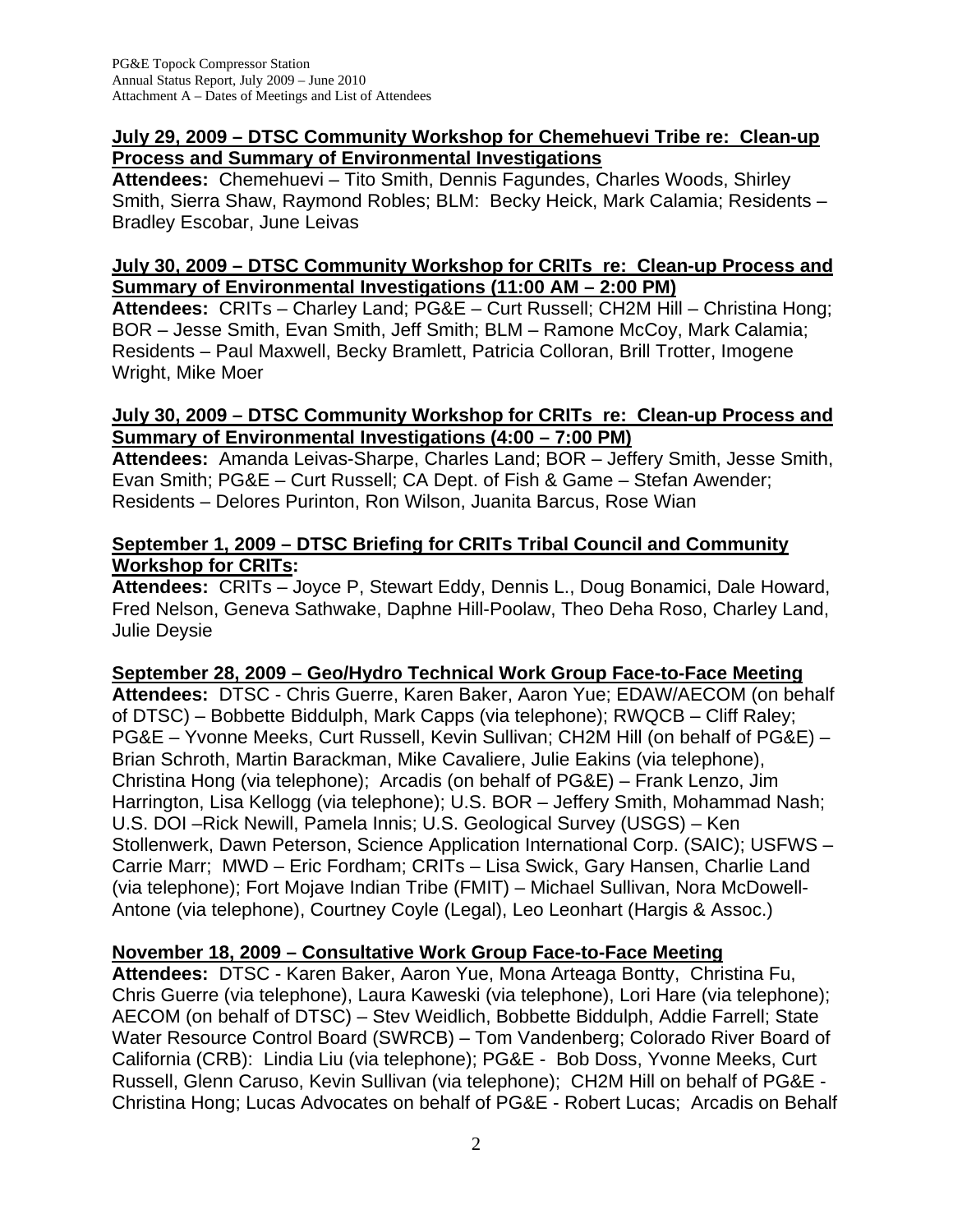**July 29, 2009 – DTSC Community Workshop for Chemehuevi Tribe re: Clean-up Process and Summary of Environmental Investigations**

**Attendees:** Chemehuevi – Tito Smith, Dennis Fagundes, Charles Woods, Shirley Smith, Sierra Shaw, Raymond Robles; BLM: Becky Heick, Mark Calamia; Residents – Bradley Escobar, June Leivas

**July 30, 2009 – DTSC Community Workshop for CRITs re: Clean-up Process and Summary of Environmental Investigations (11:00 AM – 2:00 PM)**

**Attendees:** CRITs – Charley Land; PG&E – Curt Russell; CH2M Hill – Christina Hong; BOR – Jesse Smith, Evan Smith, Jeff Smith; BLM – Ramone McCoy, Mark Calamia; Residents – Paul Maxwell, Becky Bramlett, Patricia Colloran, Brill Trotter, Imogene Wright, Mike Moer

**July 30, 2009 – DTSC Community Workshop for CRITs re: Clean-up Process and Summary of Environmental Investigations (4:00 – 7:00 PM)**

**Attendees:** Amanda Leivas-Sharpe, Charles Land; BOR – Jeffery Smith, Jesse Smith, Evan Smith; PG&E – Curt Russell; CA Dept. of Fish & Game – Stefan Awender; Residents – Delores Purinton, Ron Wilson, Juanita Barcus, Rose Wian

**September 1, 2009 – DTSC Briefing for CRITs Tribal Council and Community Workshop for CRITs:**

**Attendees:** CRITs – Joyce P, Stewart Eddy, Dennis L., Doug Bonamici, Dale Howard, Fred Nelson, Geneva Sathwake, Daphne Hill-Poolaw, Theo Deha Roso, Charley Land, Julie Deysie

**September 28, 2009 – Geo/Hydro Technical Work Group Face-to-Face Meeting**

**Attendees:** DTSC - Chris Guerre, Karen Baker, Aaron Yue; EDAW/AECOM (on behalf of DTSC) – Bobbette Biddulph, Mark Capps (via telephone); RWQCB – Cliff Raley; PG&E – Yvonne Meeks, Curt Russell, Kevin Sullivan; CH2M Hill (on behalf of PG&E) – Brian Schroth, Martin Barackman, Mike Cavaliere, Julie Eakins (via telephone), Christina Hong (via telephone); Arcadis (on behalf of PG&E) – Frank Lenzo, Jim Harrington, Lisa Kellogg (via telephone); U.S. BOR – Jeffery Smith, Mohammad Nash; U.S. DOI –Rick Newill, Pamela Innis; U.S. Geological Survey (USGS) – Ken Stollenwerk, Dawn Peterson, Science Application International Corp. (SAIC); USFWS – Carrie Marr; MWD – Eric Fordham; CRITs – Lisa Swick, Gary Hansen, Charlie Land (via telephone); Fort Mojave Indian Tribe (FMIT) – Michael Sullivan, Nora McDowell-Antone (via telephone), Courtney Coyle (Legal), Leo Leonhart (Hargis & Assoc.)

**November 18, 2009 – Consultative Work Group Face-to-Face Meeting**

**Attendees:** DTSC - Karen Baker, Aaron Yue, Mona Arteaga Bontty, Christina Fu, Chris Guerre (via telephone), Laura Kaweski (via telephone), Lori Hare (via telephone); AECOM (on behalf of DTSC) – Stev Weidlich, Bobbette Biddulph, Addie Farrell; State Water Resource Control Board (SWRCB) – Tom Vandenberg; Colorado River Board of California (CRB): Lindia Liu (via telephone); PG&E - Bob Doss, Yvonne Meeks, Curt Russell, Glenn Caruso, Kevin Sullivan (via telephone); CH2M Hill on behalf of PG&E - Christina Hong; Lucas Advocates on behalf of PG&E - Robert Lucas; Arcadis on Behalf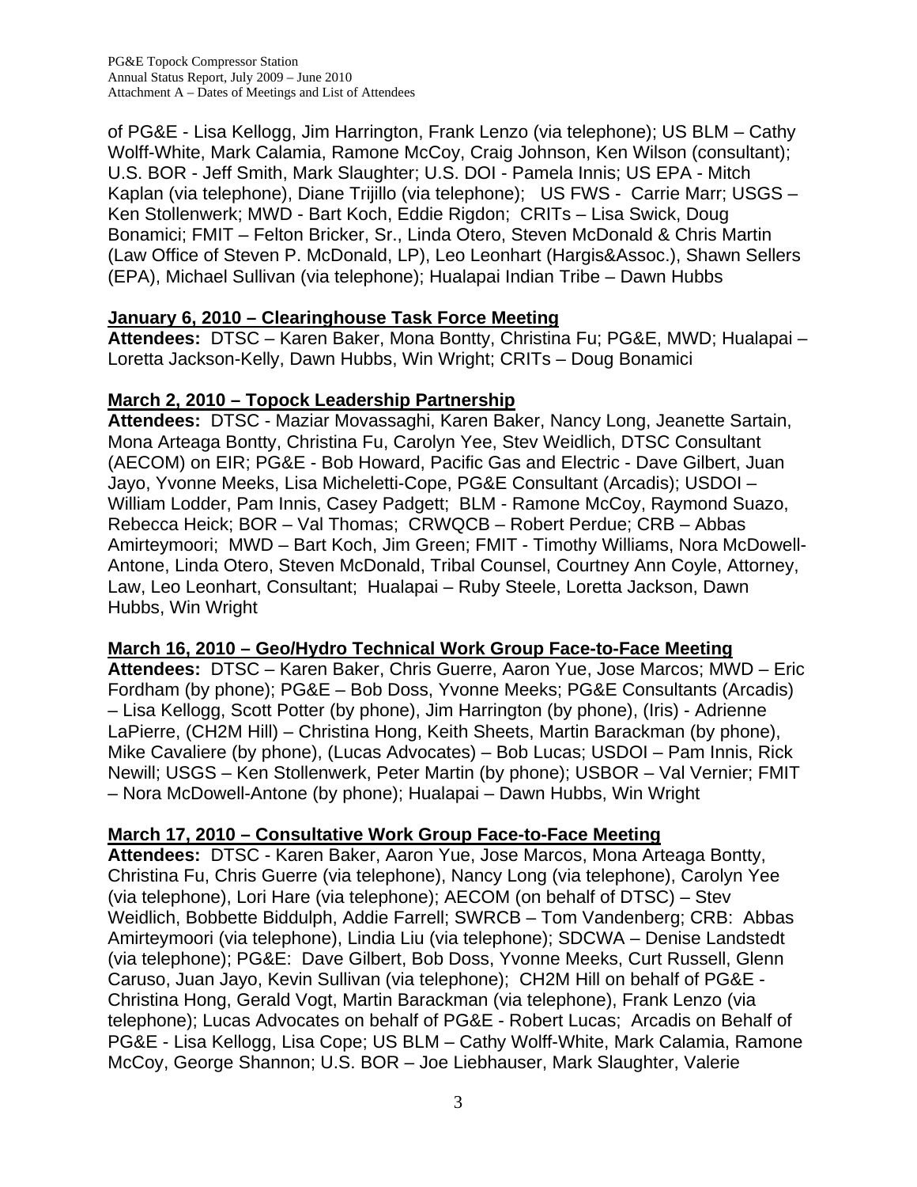of PG&E - Lisa Kellogg, Jim Harrington, Frank Lenzo (via telephone); US BLM – Cathy Wolff-White, Mark Calamia, Ramone McCoy, Craig Johnson, Ken Wilson (consultant); U.S. BOR - Jeff Smith, Mark Slaughter; U.S. DOI - Pamela Innis; US EPA - Mitch Kaplan (via telephone), Diane Trijillo (via telephone); US FWS - Carrie Marr; USGS – Ken Stollenwerk; MWD - Bart Koch, Eddie Rigdon; CRITs – Lisa Swick, Doug Bonamici; FMIT – Felton Bricker, Sr., Linda Otero, Steven McDonald & Chris Martin (Law Office of Steven P. McDonald, LP), Leo Leonhart (Hargis&Assoc.), Shawn Sellers (EPA), Michael Sullivan (via telephone); Hualapai Indian Tribe – Dawn Hubbs

**January 6, 2010 – Clearinghouse Task Force Meeting**

**Attendees:** DTSC – Karen Baker, Mona Bontty, Christina Fu; PG&E, MWD; Hualapai – Loretta Jackson-Kelly, Dawn Hubbs, Win Wright; CRITs – Doug Bonamici

**March 2, 2010 – Topock Leadership Partnership**

**Attendees:** DTSC - Maziar Movassaghi, Karen Baker, Nancy Long, Jeanette Sartain, Mona Arteaga Bontty, Christina Fu, Carolyn Yee, Stev Weidlich, DTSC Consultant (AECOM) on EIR; PG&E - Bob Howard, Pacific Gas and Electric - Dave Gilbert, Juan Jayo, Yvonne Meeks, Lisa Micheletti-Cope, PG&E Consultant (Arcadis); USDOI – William Lodder, Pam Innis, Casey Padgett; BLM - Ramone McCoy, Raymond Suazo, Rebecca Heick; BOR – Val Thomas; CRWQCB – Robert Perdue; CRB – Abbas Amirteymoori; MWD – Bart Koch, Jim Green; FMIT - Timothy Williams, Nora McDowell-Antone, Linda Otero, Steven McDonald, Tribal Counsel, Courtney Ann Coyle, Attorney, Law, Leo Leonhart, Consultant; Hualapai – Ruby Steele, Loretta Jackson, Dawn Hubbs, Win Wright

**March 16, 2010 – Geo/Hydro Technical Work Group Face-to-Face Meeting**

**Attendees:** DTSC – Karen Baker, Chris Guerre, Aaron Yue, Jose Marcos; MWD – Eric Fordham (by phone); PG&E – Bob Doss, Yvonne Meeks; PG&E Consultants (Arcadis) – Lisa Kellogg, Scott Potter (by phone), Jim Harrington (by phone), (Iris) - Adrienne LaPierre, (CH2M Hill) – Christina Hong, Keith Sheets, Martin Barackman (by phone), Mike Cavaliere (by phone), (Lucas Advocates) – Bob Lucas; USDOI – Pam Innis, Rick Newill; USGS – Ken Stollenwerk, Peter Martin (by phone); USBOR – Val Vernier; FMIT – Nora McDowell-Antone (by phone); Hualapai – Dawn Hubbs, Win Wright

**March 17, 2010 – Consultative Work Group Face-to-Face Meeting**

**Attendees:** DTSC - Karen Baker, Aaron Yue, Jose Marcos, Mona Arteaga Bontty, Christina Fu, Chris Guerre (via telephone), Nancy Long (via telephone), Carolyn Yee (via telephone), Lori Hare (via telephone); AECOM (on behalf of DTSC) – Stev Weidlich, Bobbette Biddulph, Addie Farrell; SWRCB – Tom Vandenberg; CRB: Abbas Amirteymoori (via telephone), Lindia Liu (via telephone); SDCWA – Denise Landstedt (via telephone); PG&E: Dave Gilbert, Bob Doss, Yvonne Meeks, Curt Russell, Glenn Caruso, Juan Jayo, Kevin Sullivan (via telephone); CH2M Hill on behalf of PG&E - Christina Hong, Gerald Vogt, Martin Barackman (via telephone), Frank Lenzo (via telephone); Lucas Advocates on behalf of PG&E - Robert Lucas; Arcadis on Behalf of PG&E - Lisa Kellogg, Lisa Cope; US BLM – Cathy Wolff-White, Mark Calamia, Ramone McCoy, George Shannon; U.S. BOR – Joe Liebhauser, Mark Slaughter, Valerie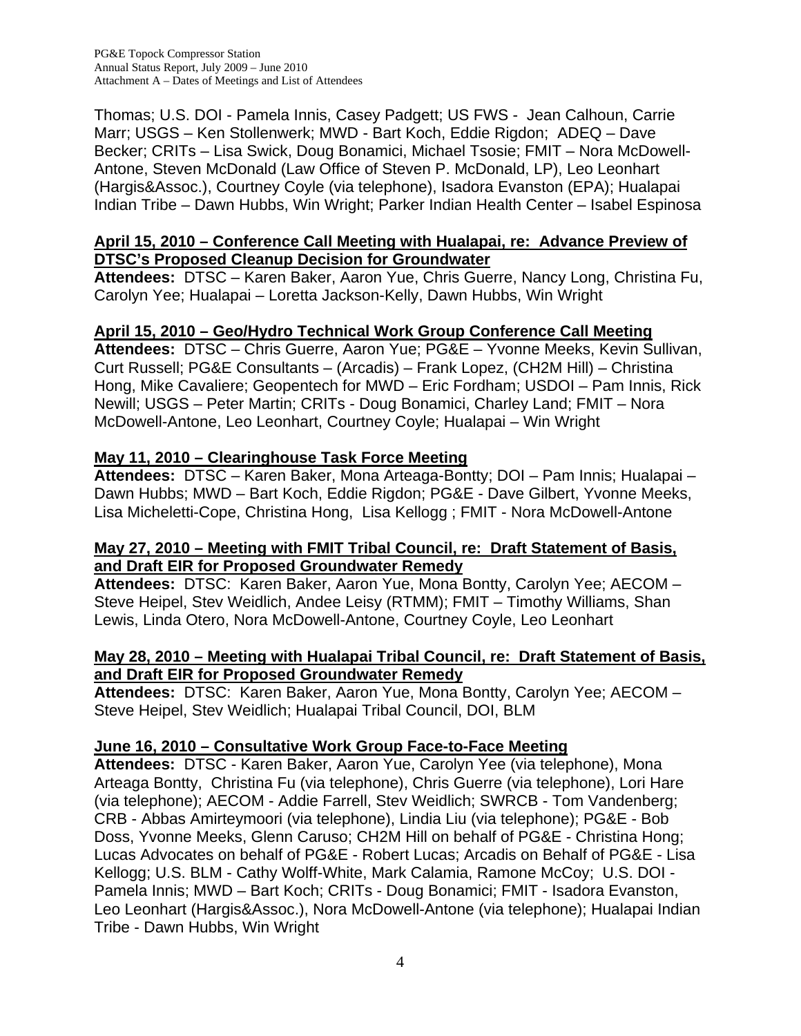Thomas; U.S. DOI - Pamela Innis, Casey Padgett; US FWS - Jean Calhoun, Carrie Marr; USGS – Ken Stollenwerk; MWD - Bart Koch, Eddie Rigdon; ADEQ – Dave Becker; CRITs – Lisa Swick, Doug Bonamici, Michael Tsosie; FMIT – Nora McDowell-Antone, Steven McDonald (Law Office of Steven P. McDonald, LP), Leo Leonhart (Hargis&Assoc.), Courtney Coyle (via telephone), Isadora Evanston (EPA); Hualapai Indian Tribe – Dawn Hubbs, Win Wright; Parker Indian Health Center – Isabel Espinosa

**April 15, 2010 – Conference Call Meeting with Hualapai, re: Advance Preview of DTSC's Proposed Cleanup Decision for Groundwater**

**Attendees:** DTSC – Karen Baker, Aaron Yue, Chris Guerre, Nancy Long, Christina Fu, Carolyn Yee; Hualapai – Loretta Jackson-Kelly, Dawn Hubbs, Win Wright

**April 15, 2010 – Geo/Hydro Technical Work Group Conference Call Meeting**

**Attendees:** DTSC – Chris Guerre, Aaron Yue; PG&E – Yvonne Meeks, Kevin Sullivan, Curt Russell; PG&E Consultants – (Arcadis) – Frank Lopez, (CH2M Hill) – Christina Hong, Mike Cavaliere; Geopentech for MWD – Eric Fordham; USDOI – Pam Innis, Rick Newill; USGS – Peter Martin; CRITs - Doug Bonamici, Charley Land; FMIT – Nora McDowell-Antone, Leo Leonhart, Courtney Coyle; Hualapai – Win Wright

**May 11, 2010 – Clearinghouse Task Force Meeting**

**Attendees:** DTSC – Karen Baker, Mona Arteaga-Bontty; DOI – Pam Innis; Hualapai – Dawn Hubbs; MWD – Bart Koch, Eddie Rigdon; PG&E - Dave Gilbert, Yvonne Meeks, Lisa Micheletti-Cope, Christina Hong, Lisa Kellogg ; FMIT - Nora McDowell-Antone

**May 27, 2010 – Meeting with FMIT Tribal Council, re: Draft Statement of Basis, and Draft EIR for Proposed Groundwater Remedy**

**Attendees:** DTSC: Karen Baker, Aaron Yue, Mona Bontty, Carolyn Yee; AECOM – Steve Heipel, Stev Weidlich, Andee Leisy (RTMM); FMIT – Timothy Williams, Shan Lewis, Linda Otero, Nora McDowell-Antone, Courtney Coyle, Leo Leonhart

**May 28, 2010 – Meeting with Hualapai Tribal Council, re: Draft Statement of Basis, and Draft EIR for Proposed Groundwater Remedy**

**Attendees:** DTSC: Karen Baker, Aaron Yue, Mona Bontty, Carolyn Yee; AECOM – Steve Heipel, Stev Weidlich; Hualapai Tribal Council, DOI, BLM

**June 16, 2010 – Consultative Work Group Face-to-Face Meeting**

**Attendees:** DTSC - Karen Baker, Aaron Yue, Carolyn Yee (via telephone), Mona Arteaga Bontty, Christina Fu (via telephone), Chris Guerre (via telephone), Lori Hare (via telephone); AECOM - Addie Farrell, Stev Weidlich; SWRCB - Tom Vandenberg; CRB - Abbas Amirteymoori (via telephone), Lindia Liu (via telephone); PG&E - Bob Doss, Yvonne Meeks, Glenn Caruso; CH2M Hill on behalf of PG&E - Christina Hong; Lucas Advocates on behalf of PG&E - Robert Lucas; Arcadis on Behalf of PG&E - Lisa Kellogg; U.S. BLM - Cathy Wolff-White, Mark Calamia, Ramone McCoy; U.S. DOI - Pamela Innis; MWD – Bart Koch; CRITs - Doug Bonamici; FMIT - Isadora Evanston, Leo Leonhart (Hargis&Assoc.), Nora McDowell-Antone (via telephone); Hualapai Indian Tribe - Dawn Hubbs, Win Wright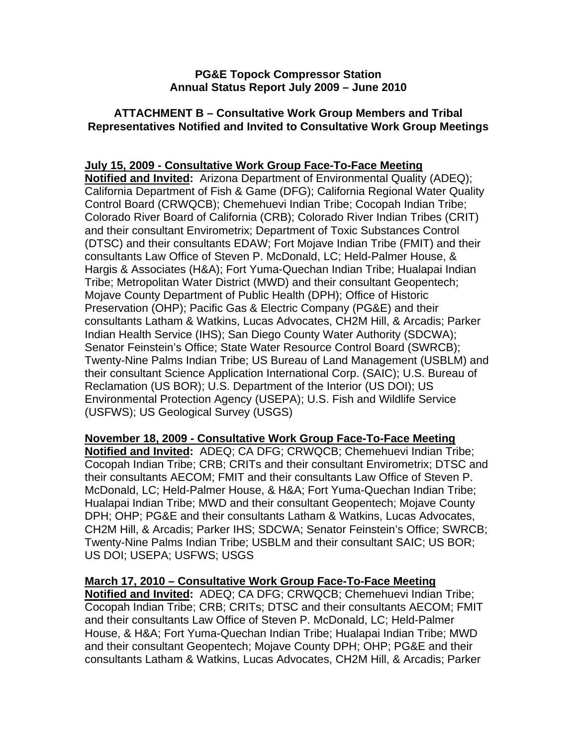**PG&E Topock Compressor Station**
**Annual Status Report July 2009 – June 2010**

**ATTACHMENT B – Consultative Work Group Members and Tribal Representatives Notified and Invited to Consultative Work Group Meetings**

**July 15, 2009 - Consultative Work Group Face-To-Face Meeting**
**Notified and Invited:** Arizona Department of Environmental Quality (ADEQ); California Department of Fish & Game (DFG); California Regional Water Quality Control Board (CRWQCB); Chemehuevi Indian Tribe; Cocopah Indian Tribe; Colorado River Board of California (CRB); Colorado River Indian Tribes (CRIT) and their consultant Envirometrix; Department of Toxic Substances Control (DTSC) and their consultants EDAW; Fort Mojave Indian Tribe (FMIT) and their consultants Law Office of Steven P. McDonald, LC; Held-Palmer House, & Hargis & Associates (H&A); Fort Yuma-Quechan Indian Tribe; Hualapai Indian Tribe; Metropolitan Water District (MWD) and their consultant Geopentech; Mojave County Department of Public Health (DPH); Office of Historic Preservation (OHP); Pacific Gas & Electric Company (PG&E) and their consultants Latham & Watkins, Lucas Advocates, CH2M Hill, & Arcadis; Parker Indian Health Service (IHS); San Diego County Water Authority (SDCWA); Senator Feinstein's Office; State Water Resource Control Board (SWRCB); Twenty-Nine Palms Indian Tribe; US Bureau of Land Management (USBLM) and their consultant Science Application International Corp. (SAIC); U.S. Bureau of Reclamation (US BOR); U.S. Department of the Interior (US DOI); US Environmental Protection Agency (USEPA); U.S. Fish and Wildlife Service (USFWS); US Geological Survey (USGS)

**November 18, 2009 - Consultative Work Group Face-To-Face Meeting**
**Notified and Invited:** ADEQ; CA DFG; CRWQCB; Chemehuevi Indian Tribe; Cocopah Indian Tribe; CRB; CRITs and their consultant Envirometrix; DTSC and their consultants AECOM; FMIT and their consultants Law Office of Steven P. McDonald, LC; Held-Palmer House, & H&A; Fort Yuma-Quechan Indian Tribe; Hualapai Indian Tribe; MWD and their consultant Geopentech; Mojave County DPH; OHP; PG&E and their consultants Latham & Watkins, Lucas Advocates, CH2M Hill, & Arcadis; Parker IHS; SDCWA; Senator Feinstein's Office; SWRCB; Twenty-Nine Palms Indian Tribe; USBLM and their consultant SAIC; US BOR; US DOI; USEPA; USFWS; USGS

**March 17, 2010 – Consultative Work Group Face-To-Face Meeting**
**Notified and Invited:** ADEQ; CA DFG; CRWQCB; Chemehuevi Indian Tribe; Cocopah Indian Tribe; CRB; CRITs; DTSC and their consultants AECOM; FMIT and their consultants Law Office of Steven P. McDonald, LC; Held-Palmer House, & H&A; Fort Yuma-Quechan Indian Tribe; Hualapai Indian Tribe; MWD and their consultant Geopentech; Mojave County DPH; OHP; PG&E and their consultants Latham & Watkins, Lucas Advocates, CH2M Hill, & Arcadis; Parker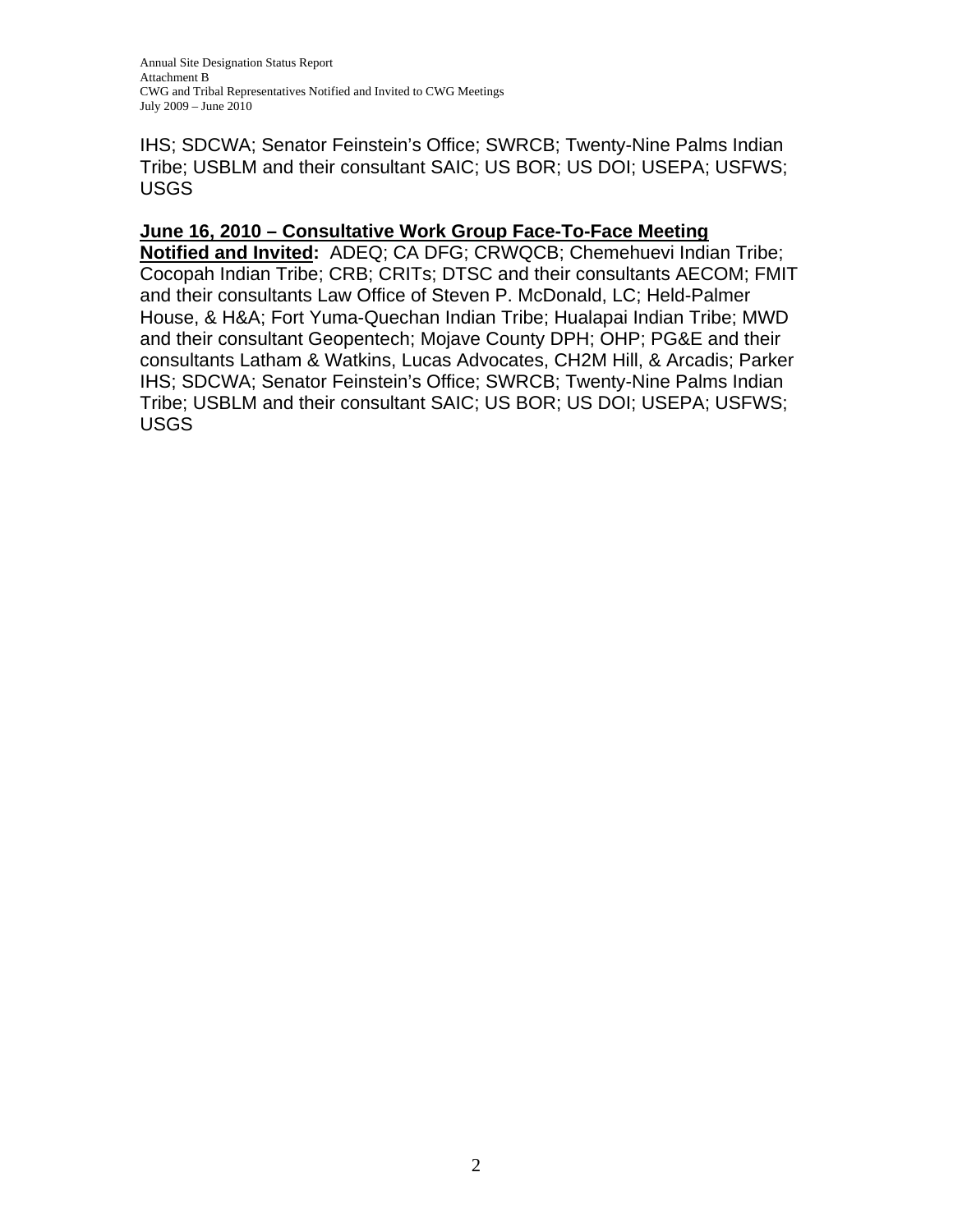IHS; SDCWA; Senator Feinstein's Office; SWRCB; Twenty-Nine Palms Indian Tribe; USBLM and their consultant SAIC; US BOR; US DOI; USEPA; USFWS; USGS

**June 16, 2010 – Consultative Work Group Face-To-Face Meeting**

**Notified and Invited:** ADEQ; CA DFG; CRWQCB; Chemehuevi Indian Tribe; Cocopah Indian Tribe; CRB; CRITs; DTSC and their consultants AECOM; FMIT and their consultants Law Office of Steven P. McDonald, LC; Held-Palmer House, & H&A; Fort Yuma-Quechan Indian Tribe; Hualapai Indian Tribe; MWD and their consultant Geopentech; Mojave County DPH; OHP; PG&E and their consultants Latham & Watkins, Lucas Advocates, CH2M Hill, & Arcadis; Parker IHS; SDCWA; Senator Feinstein's Office; SWRCB; Twenty-Nine Palms Indian Tribe; USBLM and their consultant SAIC; US BOR; US DOI; USEPA; USFWS; USGS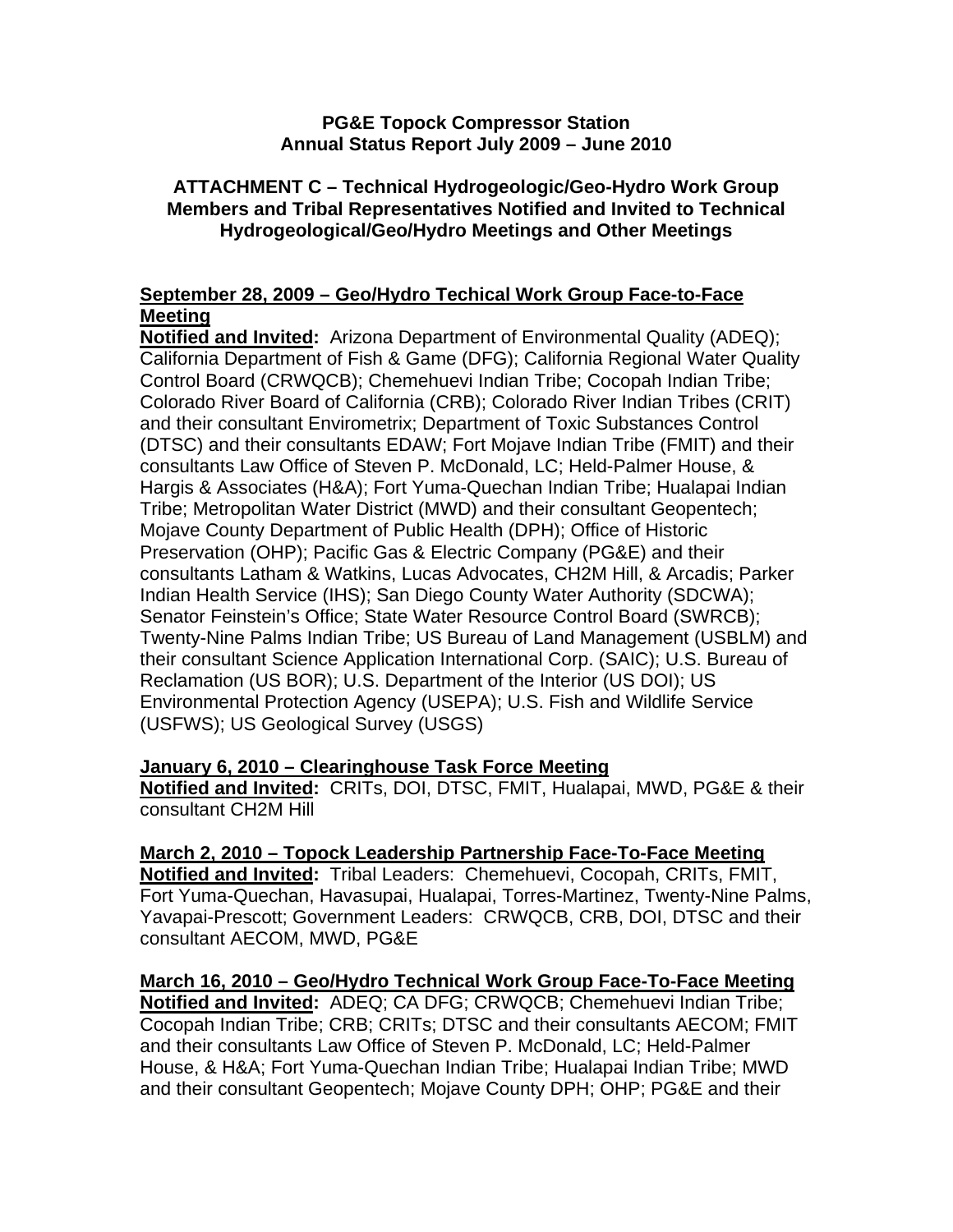**PG&E Topock Compressor Station**
**Annual Status Report July 2009 – June 2010**

**ATTACHMENT C – Technical Hydrogeologic/Geo-Hydro Work Group Members and Tribal Representatives Notified and Invited to Technical Hydrogeological/Geo/Hydro Meetings and Other Meetings**

**<u>September 28, 2009 – Geo/Hydro Techical Work Group Face-to-Face Meeting</u>**

**<u>Notified and Invited</u>:** Arizona Department of Environmental Quality (ADEQ); California Department of Fish & Game (DFG); California Regional Water Quality Control Board (CRWQCB); Chemehuevi Indian Tribe; Cocopah Indian Tribe; Colorado River Board of California (CRB); Colorado River Indian Tribes (CRIT) and their consultant Envirometrix; Department of Toxic Substances Control (DTSC) and their consultants EDAW; Fort Mojave Indian Tribe (FMIT) and their consultants Law Office of Steven P. McDonald, LC; Held-Palmer House, & Hargis & Associates (H&A); Fort Yuma-Quechan Indian Tribe; Hualapai Indian Tribe; Metropolitan Water District (MWD) and their consultant Geopentech; Mojave County Department of Public Health (DPH); Office of Historic Preservation (OHP); Pacific Gas & Electric Company (PG&E) and their consultants Latham & Watkins, Lucas Advocates, CH2M Hill, & Arcadis; Parker Indian Health Service (IHS); San Diego County Water Authority (SDCWA); Senator Feinstein's Office; State Water Resource Control Board (SWRCB); Twenty-Nine Palms Indian Tribe; US Bureau of Land Management (USBLM) and their consultant Science Application International Corp. (SAIC); U.S. Bureau of Reclamation (US BOR); U.S. Department of the Interior (US DOI); US Environmental Protection Agency (USEPA); U.S. Fish and Wildlife Service (USFWS); US Geological Survey (USGS)

**<u>January 6, 2010 – Clearinghouse Task Force Meeting</u>**

**<u>Notified and Invited</u>:** CRITs, DOI, DTSC, FMIT, Hualapai, MWD, PG&E & their consultant CH2M Hill

**<u>March 2, 2010 – Topock Leadership Partnership Face-To-Face Meeting</u>**

**<u>Notified and Invited</u>:** Tribal Leaders: Chemehuevi, Cocopah, CRITs, FMIT, Fort Yuma-Quechan, Havasupai, Hualapai, Torres-Martinez, Twenty-Nine Palms, Yavapai-Prescott; Government Leaders: CRWQCB, CRB, DOI, DTSC and their consultant AECOM, MWD, PG&E

**<u>March 16, 2010 – Geo/Hydro Technical Work Group Face-To-Face Meeting</u>**

**<u>Notified and Invited</u>:** ADEQ; CA DFG; CRWQCB; Chemehuevi Indian Tribe; Cocopah Indian Tribe; CRB; CRITs; DTSC and their consultants AECOM; FMIT and their consultants Law Office of Steven P. McDonald, LC; Held-Palmer House, & H&A; Fort Yuma-Quechan Indian Tribe; Hualapai Indian Tribe; MWD and their consultant Geopentech; Mojave County DPH; OHP; PG&E and their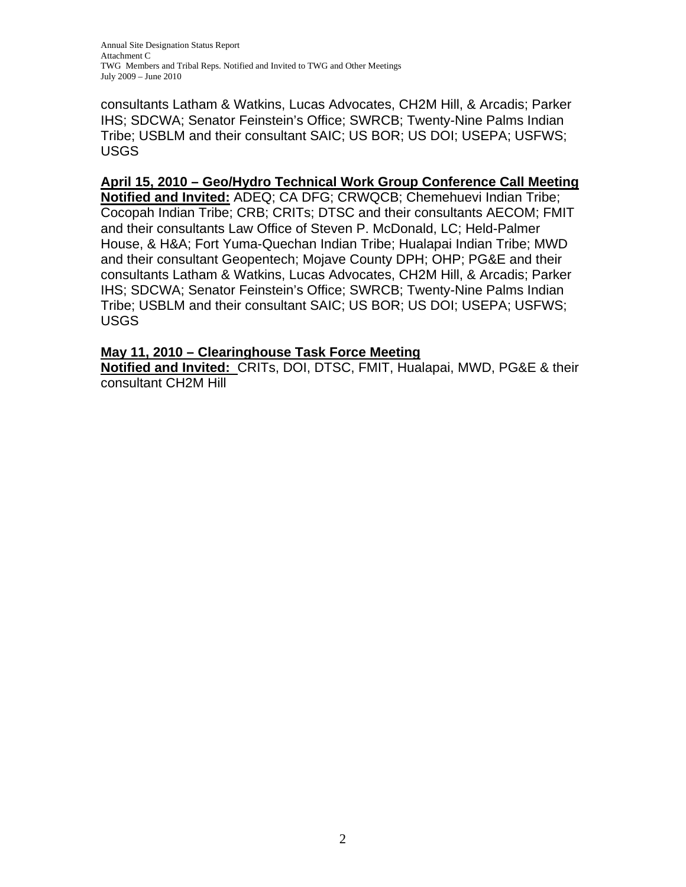consultants Latham & Watkins, Lucas Advocates, CH2M Hill, & Arcadis; Parker IHS; SDCWA; Senator Feinstein's Office; SWRCB; Twenty-Nine Palms Indian Tribe; USBLM and their consultant SAIC; US BOR; US DOI; USEPA; USFWS; USGS

**April 15, 2010 – Geo/Hydro Technical Work Group Conference Call Meeting**

**Notified and Invited:** ADEQ; CA DFG; CRWQCB; Chemehuevi Indian Tribe; Cocopah Indian Tribe; CRB; CRITs; DTSC and their consultants AECOM; FMIT and their consultants Law Office of Steven P. McDonald, LC; Held-Palmer House, & H&A; Fort Yuma-Quechan Indian Tribe; Hualapai Indian Tribe; MWD and their consultant Geopentech; Mojave County DPH; OHP; PG&E and their consultants Latham & Watkins, Lucas Advocates, CH2M Hill, & Arcadis; Parker IHS; SDCWA; Senator Feinstein's Office; SWRCB; Twenty-Nine Palms Indian Tribe; USBLM and their consultant SAIC; US BOR; US DOI; USEPA; USFWS; USGS

**May 11, 2010 – Clearinghouse Task Force Meeting**

**Notified and Invited:** CRITs, DOI, DTSC, FMIT, Hualapai, MWD, PG&E & their consultant CH2M Hill